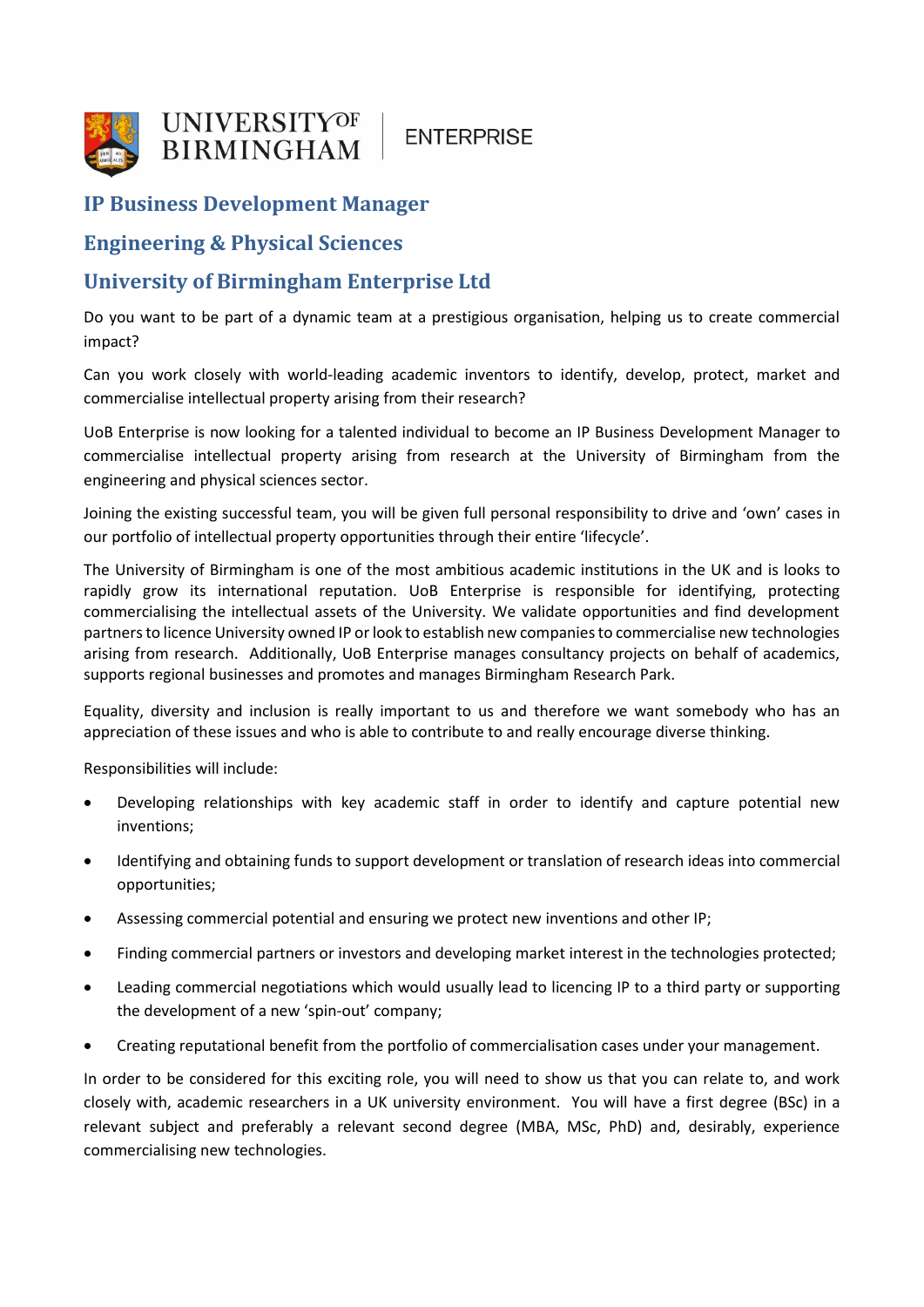UNIVERSITY OF BIRMINGHAM | ENTERPRISE

## IP Business Development Manager

## Engineering & Physical Sciences

## University of Birmingham Enterprise Ltd

Do you want to be part of a dynamic team at a prestigious organisation, helping us to create commercial impact?

Can you work closely with world-leading academic inventors to identify, develop, protect, market and commercialise intellectual property arising from their research?

UoB Enterprise is now looking for a talented individual to become an IP Business Development Manager to commercialise intellectual property arising from research at the University of Birmingham from the engineering and physical sciences sector.

Joining the existing successful team, you will be given full personal responsibility to drive and 'own' cases in our portfolio of intellectual property opportunities through their entire 'lifecycle'.

The University of Birmingham is one of the most ambitious academic institutions in the UK and is looks to rapidly grow its international reputation. UoB Enterprise is responsible for identifying, protecting commercialising the intellectual assets of the University. We validate opportunities and find development partners to licence University owned IP or look to establish new companies to commercialise new technologies arising from research. Additionally, UoB Enterprise manages consultancy projects on behalf of academics, supports regional businesses and promotes and manages Birmingham Research Park.

Equality, diversity and inclusion is really important to us and therefore we want somebody who has an appreciation of these issues and who is able to contribute to and really encourage diverse thinking.

Responsibilities will include:

- Developing relationships with key academic staff in order to identify and capture potential new inventions;
- Identifying and obtaining funds to support development or translation of research ideas into commercial opportunities;
- Assessing commercial potential and ensuring we protect new inventions and other IP;
- Finding commercial partners or investors and developing market interest in the technologies protected;
- Leading commercial negotiations which would usually lead to licencing IP to a third party or supporting the development of a new 'spin-out' company;
- Creating reputational benefit from the portfolio of commercialisation cases under your management.

In order to be considered for this exciting role, you will need to show us that you can relate to, and work closely with, academic researchers in a UK university environment. You will have a first degree (BSc) in a relevant subject and preferably a relevant second degree (MBA, MSc, PhD) and, desirably, experience commercialising new technologies.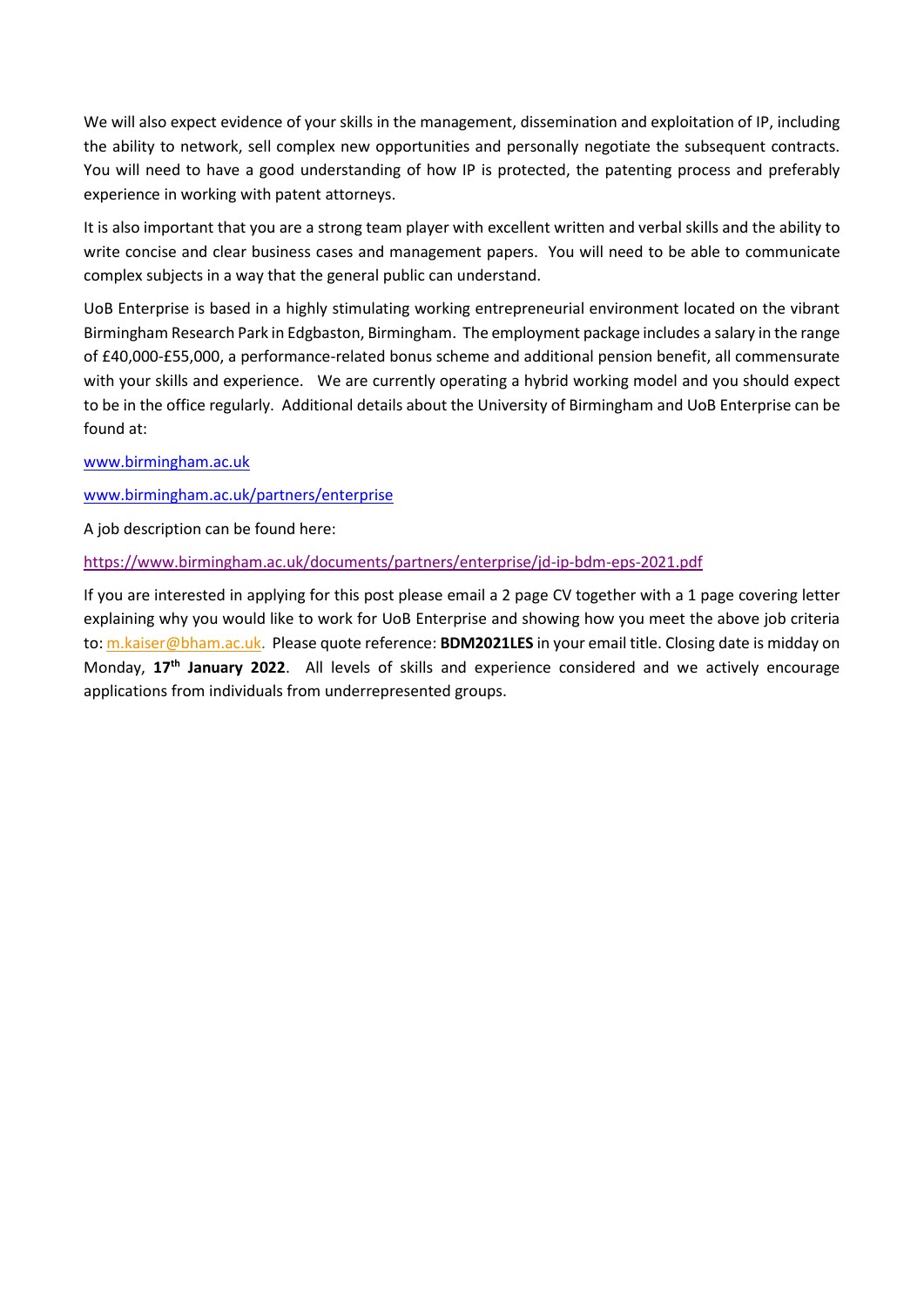We will also expect evidence of your skills in the management, dissemination and exploitation of IP, including the ability to network, sell complex new opportunities and personally negotiate the subsequent contracts. You will need to have a good understanding of how IP is protected, the patenting process and preferably experience in working with patent attorneys.

It is also important that you are a strong team player with excellent written and verbal skills and the ability to write concise and clear business cases and management papers. You will need to be able to communicate complex subjects in a way that the general public can understand.

UoB Enterprise is based in a highly stimulating working entrepreneurial environment located on the vibrant Birmingham Research Park in Edgbaston, Birmingham. The employment package includes a salary in the range of £40,000-£55,000, a performance-related bonus scheme and additional pension benefit, all commensurate with your skills and experience. We are currently operating a hybrid working model and you should expect to be in the office regularly. Additional details about the University of Birmingham and UoB Enterprise can be found at:

[www.birmingham.ac.uk](http://www.birmingham.ac.uk)

[www.birmingham.ac.uk/partners/enterprise](http://www.birmingham.ac.uk/partners/enterprise)

A job description can be found here:

[https://www.birmingham.ac.uk/documents/partners/enterprise/jd-ip-bdm-eps-2021.pdf](https://www.birmingham.ac.uk/documents/partners/enterprise/jd-ip-bdm-eps-2021.pdf)

If you are interested in applying for this post please email a 2 page CV together with a 1 page covering letter explaining why you would like to work for UoB Enterprise and showing how you meet the above job criteria to: [m.kaiser@bham.ac.uk](mailto:m.kaiser@bham.ac.uk). Please quote reference: **BDM2021LES** in your email title. Closing date is midday on Monday, **17th January 2022**. All levels of skills and experience considered and we actively encourage applications from individuals from underrepresented groups.